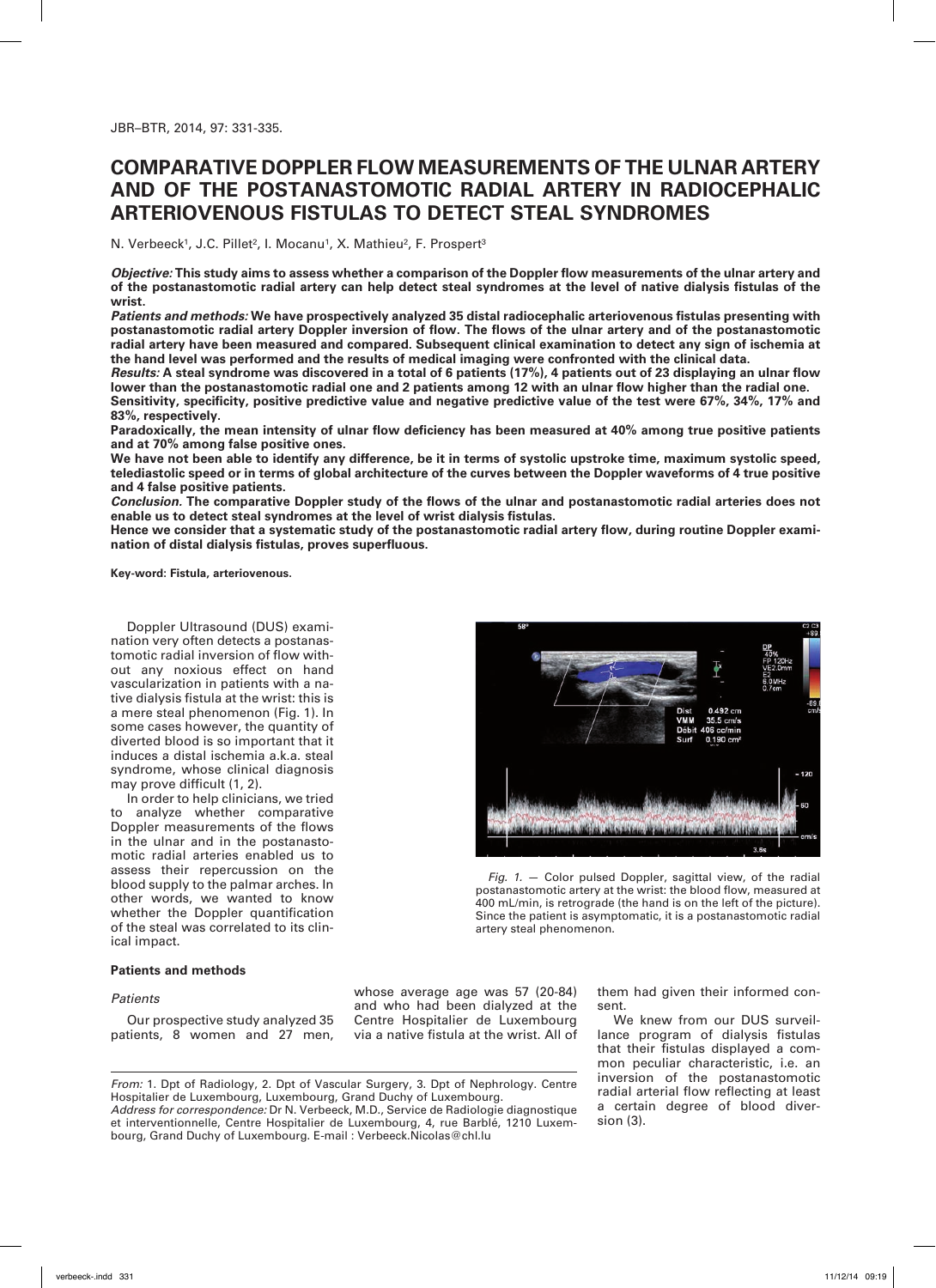# COMPARATIVE DOPPLER FLOW MEASUREMENTS OF THE ULNAR ARTERY AND OF THE POSTANASTOMOTIC RADIAL ARTERY IN RADIOCEPHALIC ARTERIOVENOUS FISTULAS TO DETECT STEAL SYNDROMES

N. Verbeeck[1], J.C. Pillet[2], I. Mocanu[1], X. Mathieu[2], F. Prospert[3]

***Objective:*** **This study aims to assess whether a comparison of the Doppler flow measurements of the ulnar artery and of the postanastomotic radial artery can help detect steal syndromes at the level of native dialysis fistulas of the wrist.**

***Patients and methods:*** **We have prospectively analyzed 35 distal radiocephalic arteriovenous fistulas presenting with postanastomotic radial artery Doppler inversion of flow. The flows of the ulnar artery and of the postanastomotic radial artery have been measured and compared. Subsequent clinical examination to detect any sign of ischemia at the hand level was performed and the results of medical imaging were confronted with the clinical data.**

***Results:*** **A steal syndrome was discovered in a total of 6 patients (17%), 4 patients out of 23 displaying an ulnar flow lower than the postanastomotic radial one and 2 patients among 12 with an ulnar flow higher than the radial one.**

**Sensitivity, specificity, positive predictive value and negative predictive value of the test were 67%, 34%, 17% and 83%, respectively.**

**Paradoxically, the mean intensity of ulnar flow deficiency has been measured at 40% among true positive patients and at 70% among false positive ones.**

**We have not been able to identify any difference, be it in terms of systolic upstroke time, maximum systolic speed, telediastolic speed or in terms of global architecture of the curves between the Doppler waveforms of 4 true positive and 4 false positive patients.**

***Conclusion.*** **The comparative Doppler study of the flows of the ulnar and postanastomotic radial arteries does not enable us to detect steal syndromes at the level of wrist dialysis fistulas.**

**Hence we consider that a systematic study of the postanastomotic radial artery flow, during routine Doppler examination of distal dialysis fistulas, proves superfluous.**

**Key-word: Fistula, arteriovenous.**

Doppler Ultrasound (DUS) examination very often detects a postanastomotic radial inversion of flow without any noxious effect on hand vascularization in patients with a native dialysis fistula at the wrist: this is a mere steal phenomenon (Fig. 1). In some cases however, the quantity of diverted blood is so important that it induces a distal ischemia a.k.a. steal syndrome, whose clinical diagnosis may prove difficult (1, 2).

In order to help clinicians, we tried to analyze whether comparative Doppler measurements of the flows in the ulnar and in the postanastomotic radial arteries enabled us to assess their repercussion on the blood supply to the palmar arches. In other words, we wanted to know whether the Doppler quantification of the steal was correlated to its clinical impact.

*Fig. 1.* — Color pulsed Doppler, sagittal view, of the radial postanastomotic artery at the wrist: the blood flow, measured at 400 mL/min, is retrograde (the hand is on the left of the picture). Since the patient is asymptomatic, it is a postanastomotic radial artery steal phenomenon.

## Patients and methods

### *Patients*

Our prospective study analyzed 35 patients, 8 women and 27 men, whose average age was 57 (20-84) and who had been dialyzed at the Centre Hospitalier de Luxembourg via a native fistula at the wrist. All of them had given their informed consent.

We knew from our DUS surveillance program of dialysis fistulas that their fistulas displayed a common peculiar characteristic, i.e. an inversion of the postanastomotic radial arterial flow reflecting at least a certain degree of blood diversion (3).

*From:* 1. Dpt of Radiology, 2. Dpt of Vascular Surgery, 3. Dpt of Nephrology. Centre Hospitalier de Luxembourg, Luxembourg, Grand Duchy of Luxembourg.
*Address for correspondence:* Dr N. Verbeeck, M.D., Service de Radiologie diagnostique et interventionnelle, Centre Hospitalier de Luxembourg, 4, rue Barblé, 1210 Luxembourg, Grand Duchy of Luxembourg. E-mail : Verbeeck.Nicolas@chl.lu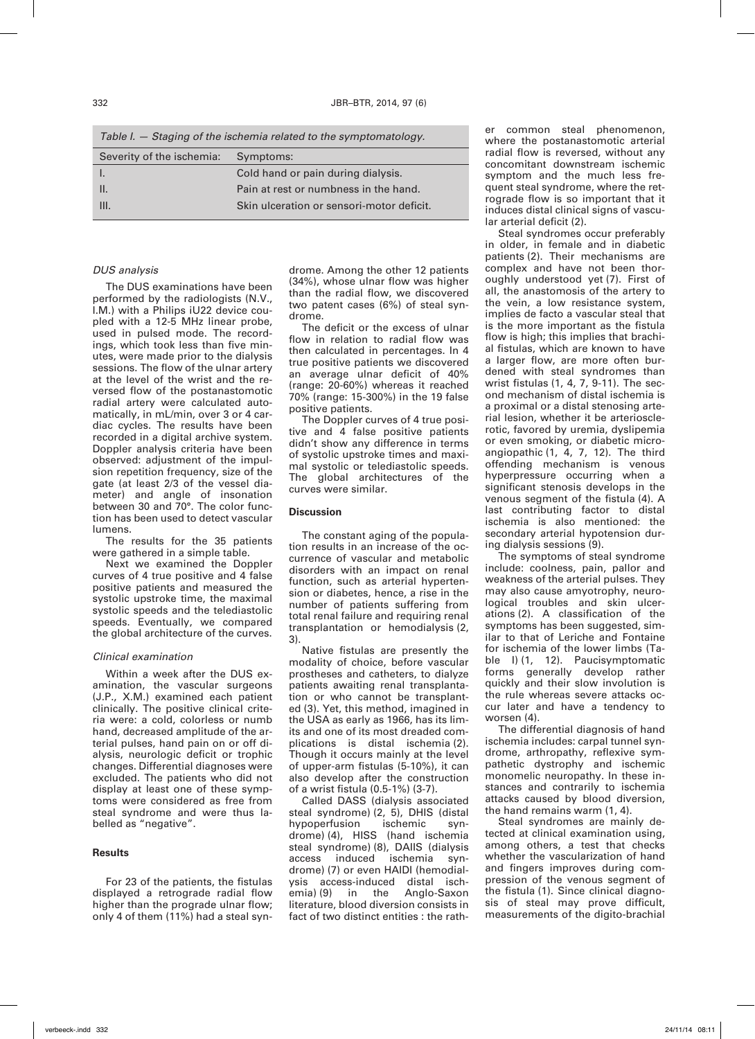Table I. — Staging of the ischemia related to the symptomatology.

| Severity of the ischemia: | Symptoms: |
|---|---|
| I. | Cold hand or pain during dialysis. |
| II. | Pain at rest or numbness in the hand. |
| III. | Skin ulceration or sensori-motor deficit. |

*DUS analysis*

The DUS examinations have been performed by the radiologists (N.V., I.M.) with a Philips iU22 device coupled with a 12-5 MHz linear probe, used in pulsed mode. The recordings, which took less than five minutes, were made prior to the dialysis sessions. The flow of the ulnar artery at the level of the wrist and the reversed flow of the postanastomotic radial artery were calculated automatically, in mL/min, over 3 or 4 cardiac cycles. The results have been recorded in a digital archive system. Doppler analysis criteria have been observed: adjustment of the impulsion repetition frequency, size of the gate (at least 2/3 of the vessel diameter) and angle of insonation between 30 and 70°. The color function has been used to detect vascular lumens.

The results for the 35 patients were gathered in a simple table.

Next we examined the Doppler curves of 4 true positive and 4 false positive patients and measured the systolic upstroke time, the maximal systolic speeds and the telediastolic speeds. Eventually, we compared the global architecture of the curves.

*Clinical examination*

Within a week after the DUS examination, the vascular surgeons (J.P., X.M.) examined each patient clinically. The positive clinical criteria were: a cold, colorless or numb hand, decreased amplitude of the arterial pulses, hand pain on or off dialysis, neurologic deficit or trophic changes. Differential diagnoses were excluded. The patients who did not display at least one of these symptoms were considered as free from steal syndrome and were thus labelled as "negative".

**Results**

For 23 of the patients, the fistulas displayed a retrograde radial flow higher than the prograde ulnar flow; only 4 of them (11%) had a steal syndrome. Among the other 12 patients (34%), whose ulnar flow was higher than the radial flow, we discovered two patent cases (6%) of steal syndrome.

The deficit or the excess of ulnar flow in relation to radial flow was then calculated in percentages. In 4 true positive patients we discovered an average ulnar deficit of 40% (range: 20-60%) whereas it reached 70% (range: 15-300%) in the 19 false positive patients.

The Doppler curves of 4 true positive and 4 false positive patients didn't show any difference in terms of systolic upstroke times and maximal systolic or telediastolic speeds. The global architectures of the curves were similar.

**Discussion**

The constant aging of the population results in an increase of the occurrence of vascular and metabolic disorders with an impact on renal function, such as arterial hypertension or diabetes, hence, a rise in the number of patients suffering from total renal failure and requiring renal transplantation or hemodialysis (2, 3).

Native fistulas are presently the modality of choice, before vascular prostheses and catheters, to dialyze patients awaiting renal transplantation or who cannot be transplanted (3). Yet, this method, imagined in the USA as early as 1966, has its limits and one of its most dreaded complications is distal ischemia (2). Though it occurs mainly at the level of upper-arm fistulas (5-10%), it can also develop after the construction of a wrist fistula (0.5-1%) (3-7).

Called DASS (dialysis associated steal syndrome) (2, 5), DHIS (distal hypoperfusion ischemic syndrome) (4), HISS (hand ischemia steal syndrome) (8), DAIIS (dialysis access induced ischemia syndrome) (7) or even HAIDI (hemodialysis access-induced distal ischemia) (9) in the Anglo-Saxon literature, blood diversion consists in fact of two distinct entities : the rather common steal phenomenon, where the postanastomotic arterial radial flow is reversed, without any concomitant downstream ischemic symptom and the much less frequent steal syndrome, where the retrograde flow is so important that it induces distal clinical signs of vascular arterial deficit (2).

Steal syndromes occur preferably in older, in female and in diabetic patients (2). Their mechanisms are complex and have not been thoroughly understood yet (7). First of all, the anastomosis of the artery to the vein, a low resistance system, implies de facto a vascular steal that is the more important as the fistula flow is high; this implies that brachial fistulas, which are known to have a larger flow, are more often burdened with steal syndromes than wrist fistulas (1, 4, 7, 9-11). The second mechanism of distal ischemia is a proximal or a distal stenosing arterial lesion, whether it be arteriosclerotic, favored by uremia, dyslipemia or even smoking, or diabetic microangiopathic (1, 4, 7, 12). The third offending mechanism is venous hyperpressure occurring when a significant stenosis develops in the venous segment of the fistula (4). A last contributing factor to distal ischemia is also mentioned: the secondary arterial hypotension during dialysis sessions (9).

The symptoms of steal syndrome include: coolness, pain, pallor and weakness of the arterial pulses. They may also cause amyotrophy, neurological troubles and skin ulcerations (2). A classification of the symptoms has been suggested, similar to that of Leriche and Fontaine for ischemia of the lower limbs (Table I) (1, 12). Paucisymptomatic forms generally develop rather quickly and their slow involution is the rule whereas severe attacks occur later and have a tendency to worsen (4).

The differential diagnosis of hand ischemia includes: carpal tunnel syndrome, arthropathy, reflexive sympathetic dystrophy and ischemic monomelic neuropathy. In these instances and contrarily to ischemia attacks caused by blood diversion, the hand remains warm (1, 4).

Steal syndromes are mainly detected at clinical examination using, among others, a test that checks whether the vascularization of hand and fingers improves during compression of the venous segment of the fistula (1). Since clinical diagnosis of steal may prove difficult, measurements of the digito-brachial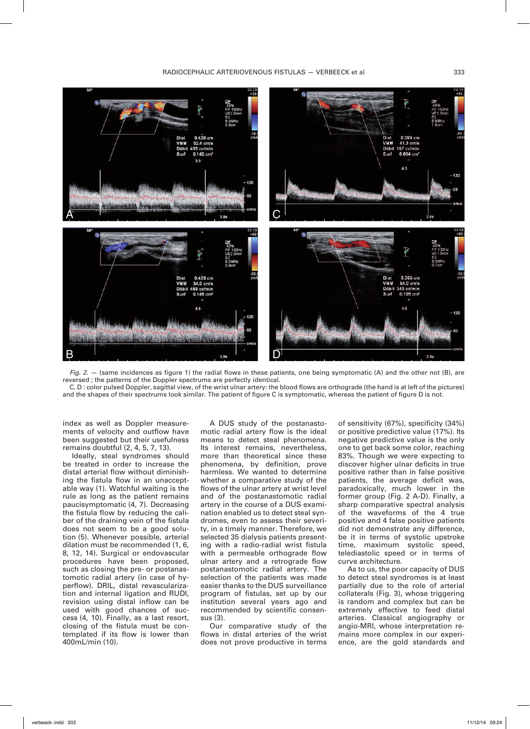*Fig. 2.* — (same incidences as figure 1) the radial flows in these patients, one being symptomatic (A) and the other not (B), are reversed ; the patterns of the Doppler spectrums are perfectly identical.
C, D : color pulsed Doppler, sagittal view, of the wrist ulnar artery: the blood flows are orthograde (the hand is at left of the pictures) and the shapes of their spectrums look similar. The patient of figure C is symptomatic, whereas the patient of figure D is not.

index as well as Doppler measurements of velocity and outflow have been suggested but their usefulness remains doubtful (2, 4, 5, 7, 13).

Ideally, steal syndromes should be treated in order to increase the distal arterial flow without diminishing the fistula flow in an unacceptable way (1). Watchful waiting is the rule as long as the patient remains paucisymptomatic (4, 7). Decreasing the fistula flow by reducing the caliber of the draining vein of the fistula does not seem to be a good solution (5). Whenever possible, arterial dilation must be recommended (1, 6, 8, 12, 14). Surgical or endovascular procedures have been proposed, such as closing the pre- or postanastomotic radial artery (in case of hyperflow). DRIL, distal revascularization and internal ligation and RUDI, revision using distal inflow can be used with good chances of success (4, 10). Finally, as a last resort, closing of the fistula must be contemplated if its flow is lower than 400mL/min (10).

A DUS study of the postanastomotic radial artery flow is the ideal means to detect steal phenomena. Its interest remains, nevertheless, more than theoretical since these phenomena, by definition, prove harmless. We wanted to determine whether a comparative study of the flows of the ulnar artery at wrist level and of the postanastomotic radial artery in the course of a DUS examination enabled us to detect steal syndromes, even to assess their severity, in a timely manner. Therefore, we selected 35 dialysis patients presenting with a radio-radial wrist fistula with a permeable orthograde flow ulnar artery and a retrograde flow postanastomotic radial artery. The selection of the patients was made easier thanks to the DUS surveillance program of fistulas, set up by our institution several years ago and recommended by scientific consensus (3).

Our comparative study of the flows in distal arteries of the wrist does not prove productive in terms of sensitivity (67%), specificity (34%) or positive predictive value (17%). Its negative predictive value is the only one to get back some color, reaching 83%. Though we were expecting to discover higher ulnar deficits in true positive rather than in false positive patients, the average deficit was, paradoxically, much lower in the former group (Fig. 2 A-D). Finally, a sharp comparative spectral analysis of the waveforms of the 4 true positive and 4 false positive patients did not demonstrate any difference, be it in terms of systolic upstroke time, maximum systolic speed, telediastolic speed or in terms of curve architecture.

As to us, the poor capacity of DUS to detect steal syndromes is at least partially due to the role of arterial collaterals (Fig. 3), whose triggering is random and complex but can be extremely effective to feed distal arteries. Classical angiography or angio-MRI, whose interpretation remains more complex in our experience, are the gold standards and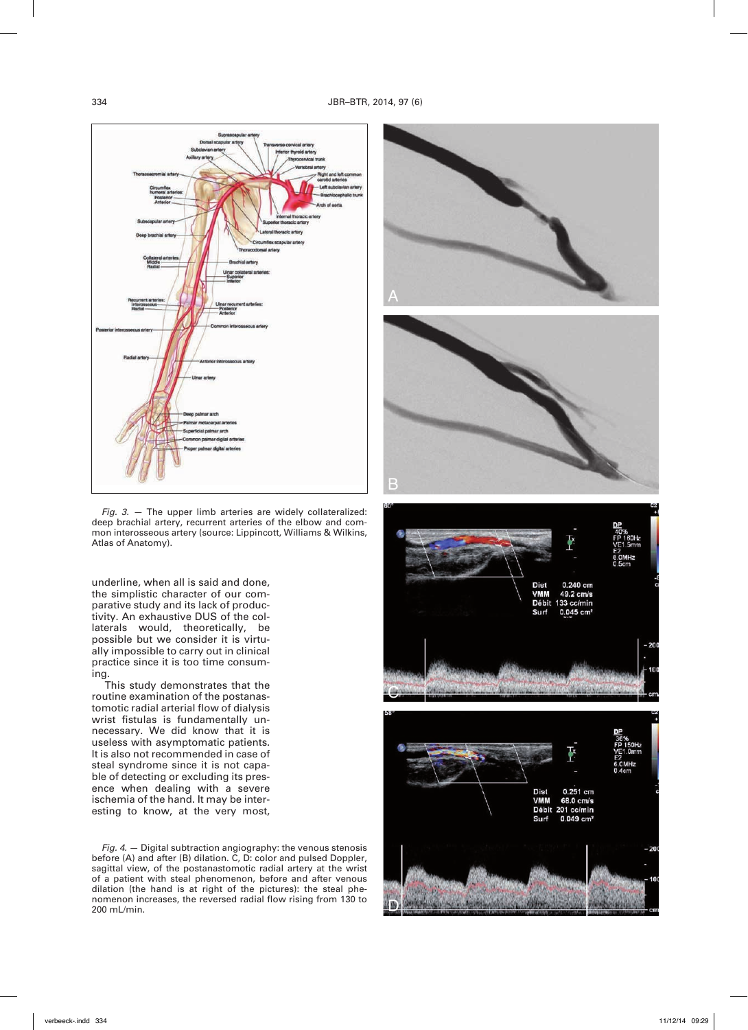*Fig. 3.* — The upper limb arteries are widely collateralized: deep brachial artery, recurrent arteries of the elbow and common interosseous artery (source: Lippincott, Williams & Wilkins, Atlas of Anatomy).

underline, when all is said and done, the simplistic character of our comparative study and its lack of productivity. An exhaustive DUS of the collaterals would, theoretically, be possible but we consider it is virtually impossible to carry out in clinical practice since it is too time consuming.

This study demonstrates that the routine examination of the postanastomotic radial arterial flow of dialysis wrist fistulas is fundamentally unnecessary. We did know that it is useless with asymptomatic patients. It is also not recommended in case of steal syndrome since it is not capable of detecting or excluding its presence when dealing with a severe ischemia of the hand. It may be interesting to know, at the very most,

*Fig. 4.* — Digital subtraction angiography: the venous stenosis before (A) and after (B) dilation. C, D: color and pulsed Doppler, sagittal view, of the postanastomotic radial artery at the wrist of a patient with steal phenomenon, before and after venous dilation (the hand is at right of the pictures): the steal phenomenon increases, the reversed radial flow rising from 130 to 200 mL/min.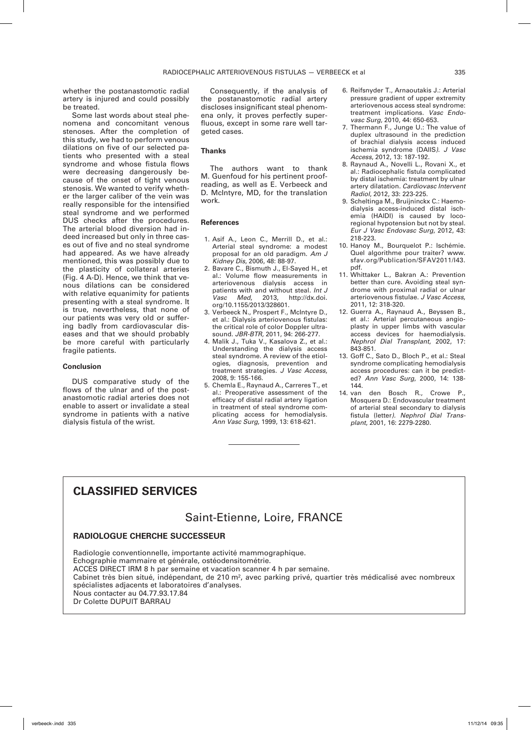whether the postanastomotic radial artery is injured and could possibly be treated.

Some last words about steal phenomena and concomitant venous stenoses. After the completion of this study, we had to perform venous dilations on five of our selected patients who presented with a steal syndrome and whose fistula flows were decreasing dangerously because of the onset of tight venous stenosis. We wanted to verify whether the larger caliber of the vein was really responsible for the intensified steal syndrome and we performed DUS checks after the procedures. The arterial blood diversion had indeed increased but only in three cases out of five and no steal syndrome had appeared. As we have already mentioned, this was possibly due to the plasticity of collateral arteries (Fig. 4 A-D). Hence, we think that venous dilations can be considered with relative equanimity for patients presenting with a steal syndrome. It is true, nevertheless, that none of our patients was very old or suffering badly from cardiovascular diseases and that we should probably be more careful with particularly fragile patients.

### Conclusion

DUS comparative study of the flows of the ulnar and of the postanastomotic radial arteries does not enable to assert or invalidate a steal syndrome in patients with a native dialysis fistula of the wrist.

Consequently, if the analysis of the postanastomotic radial artery discloses insignificant steal phenomena only, it proves perfectly superfluous, except in some rare well targeted cases.

### Thanks

The authors want to thank M. Guenfoud for his pertinent proofreading, as well as E. Verbeeck and D. McIntyre, MD, for the translation work.

### References

1. Asif A., Leon C., Merrill D., et al.: Arterial steal syndrome: a modest proposal for an old paradigm. *Am J Kidney Dis*, 2006, 48: 88-97.
2. Bavare C., Bismuth J., El-Sayed H., et al.: Volume flow measurements in arteriovenous dialysis access in patients with and without steal. *Int J Vasc Med*, 2013, http://dx.doi.org/10.1155/2013/328601.
3. Verbeeck N., Prospert F., McIntyre D., et al.: Dialysis arteriovenous fistulas: the critical role of color Doppler ultrasound. *JBR-BTR,* 2011, 94: 266-277.
4. Malik J., Tuka V., Kasalova Z., et al.: Understanding the dialysis access steal syndrome. A review of the etiologies, diagnosis, prevention and treatment strategies. *J Vasc Access*, 2008, 9: 155-166.
5. Chemla E., Raynaud A., Carreres T., et al.: Preoperative assessment of the efficacy of distal radial artery ligation in treatment of steal syndrome complicating access for hemodialysis. *Ann Vasc Surg*, 1999, 13: 618-621.
6. Reifsnyder T., Arnaoutakis J.: Arterial pressure gradient of upper extremity arteriovenous access steal syndrome: treatment implications. *Vasc Endovasc Surg*, 2010, 44: 650-653.
7. Thermann F., Junge U.: The value of duplex ultrasound in the prediction of brachial dialysis access induced ischemia syndrome (DAIIS*). J Vasc Access*, 2012, 13: 187-192.
8. Raynaud A., Novelli L., Rovani X., et al.: Radiocephalic fistula complicated by distal ischemia: treatment by ulnar artery dilatation. *Cardiovasc Intervent Radiol*, 2012, 33: 223-225.
9. Scheltinga M., Bruijninckx C.: Haemodialysis access-induced distal ischemia (HAIDI) is caused by loco-regional hypotension but not by steal. *Eur J Vasc Endovasc Surg*, 2012, 43: 218-223.
10. Hanoy M., Bourquelot P.: Ischémie. Quel algorithme pour traiter? www.sfav.org/Publication/SFAV2011/I43.pdf.
11. Whittaker L., Bakran A.: Prevention better than cure. Avoiding steal syndrome with proximal radial or ulnar arteriovenous fistulae. *J Vasc Access*, 2011, 12: 318-320.
12. Guerra A., Raynaud A., Beyssen B., et al.: Arterial percutaneous angioplasty in upper limbs with vascular access devices for haemodialysis. *Nephrol Dial Transplant*, 2002, 17: 843-851.
13. Goff C., Sato D., Bloch P., et al.: Steal syndrome complicating hemodialysis access procedures: can it be predicted? *Ann Vasc Surg*, 2000, 14: 138-144.
14. van den Bosch R., Crowe P., Mosquera D.: Endovascular treatment of arterial steal secondary to dialysis fistula (letter*). Nephrol Dial Transplant*, 2001, 16: 2279-2280.

## CLASSIFIED SERVICES

### Saint-Etienne, Loire, FRANCE

**RADIOLOGUE CHERCHE SUCCESSEUR**

Radiologie conventionnelle, importante activité mammographique.
Echographie mammaire et générale, ostéodensitométrie.
ACCES DIRECT IRM 8 h par semaine et vacation scanner 4 h par semaine.
Cabinet très bien situé, indépendant, de 210 m², avec parking privé, quartier très médicalisé avec nombreux spécialistes adjacents et laboratoires d'analyses.
Nous contacter au 04.77.93.17.84
Dr Colette DUPUIT BARRAU